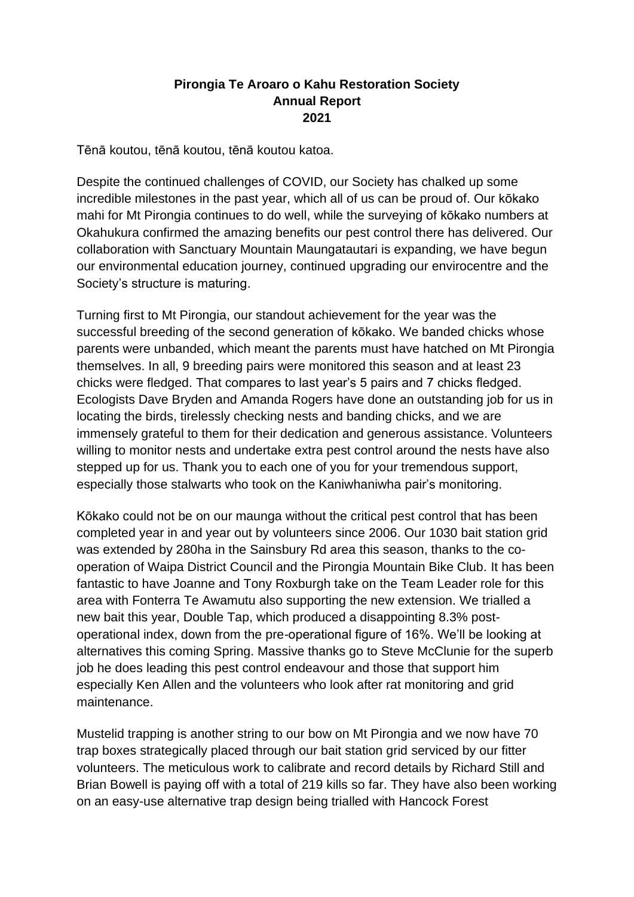**Pirongia Te Aroaro o Kahu Restoration Society**
**Annual Report**
**2021**

Tēnā koutou, tēnā koutou, tēnā koutou katoa.

Despite the continued challenges of COVID, our Society has chalked up some incredible milestones in the past year, which all of us can be proud of. Our kōkako mahi for Mt Pirongia continues to do well, while the surveying of kōkako numbers at Okahukura confirmed the amazing benefits our pest control there has delivered. Our collaboration with Sanctuary Mountain Maungatautari is expanding, we have begun our environmental education journey, continued upgrading our envirocentre and the Society's structure is maturing.

Turning first to Mt Pirongia, our standout achievement for the year was the successful breeding of the second generation of kōkako. We banded chicks whose parents were unbanded, which meant the parents must have hatched on Mt Pirongia themselves. In all, 9 breeding pairs were monitored this season and at least 23 chicks were fledged. That compares to last year's 5 pairs and 7 chicks fledged. Ecologists Dave Bryden and Amanda Rogers have done an outstanding job for us in locating the birds, tirelessly checking nests and banding chicks, and we are immensely grateful to them for their dedication and generous assistance. Volunteers willing to monitor nests and undertake extra pest control around the nests have also stepped up for us. Thank you to each one of you for your tremendous support, especially those stalwarts who took on the Kaniwhaniwha pair's monitoring.

Kōkako could not be on our maunga without the critical pest control that has been completed year in and year out by volunteers since 2006. Our 1030 bait station grid was extended by 280ha in the Sainsbury Rd area this season, thanks to the co-operation of Waipa District Council and the Pirongia Mountain Bike Club. It has been fantastic to have Joanne and Tony Roxburgh take on the Team Leader role for this area with Fonterra Te Awamutu also supporting the new extension. We trialled a new bait this year, Double Tap, which produced a disappointing 8.3% post-operational index, down from the pre-operational figure of 16%. We'll be looking at alternatives this coming Spring. Massive thanks go to Steve McClunie for the superb job he does leading this pest control endeavour and those that support him especially Ken Allen and the volunteers who look after rat monitoring and grid maintenance.

Mustelid trapping is another string to our bow on Mt Pirongia and we now have 70 trap boxes strategically placed through our bait station grid serviced by our fitter volunteers. The meticulous work to calibrate and record details by Richard Still and Brian Bowell is paying off with a total of 219 kills so far. They have also been working on an easy-use alternative trap design being trialled with Hancock Forest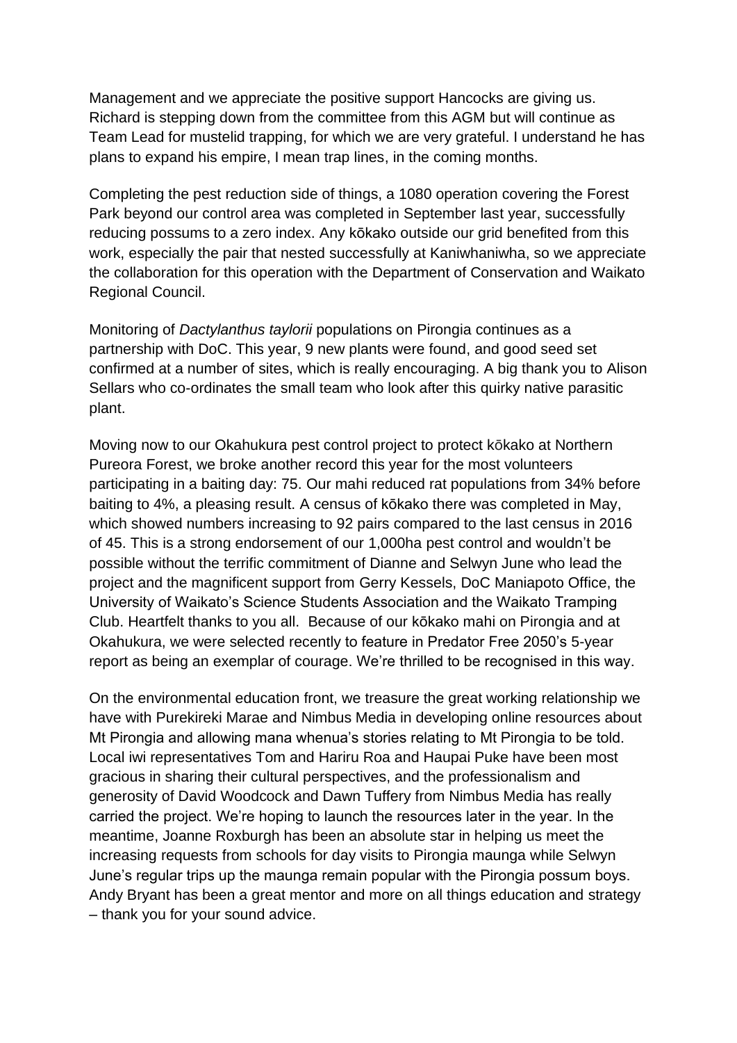Management and we appreciate the positive support Hancocks are giving us. Richard is stepping down from the committee from this AGM but will continue as Team Lead for mustelid trapping, for which we are very grateful. I understand he has plans to expand his empire, I mean trap lines, in the coming months.

Completing the pest reduction side of things, a 1080 operation covering the Forest Park beyond our control area was completed in September last year, successfully reducing possums to a zero index. Any kōkako outside our grid benefited from this work, especially the pair that nested successfully at Kaniwhaniwha, so we appreciate the collaboration for this operation with the Department of Conservation and Waikato Regional Council.

Monitoring of *Dactylanthus taylorii* populations on Pirongia continues as a partnership with DoC. This year, 9 new plants were found, and good seed set confirmed at a number of sites, which is really encouraging. A big thank you to Alison Sellars who co-ordinates the small team who look after this quirky native parasitic plant.

Moving now to our Okahukura pest control project to protect kōkako at Northern Pureora Forest, we broke another record this year for the most volunteers participating in a baiting day: 75. Our mahi reduced rat populations from 34% before baiting to 4%, a pleasing result. A census of kōkako there was completed in May, which showed numbers increasing to 92 pairs compared to the last census in 2016 of 45. This is a strong endorsement of our 1,000ha pest control and wouldn't be possible without the terrific commitment of Dianne and Selwyn June who lead the project and the magnificent support from Gerry Kessels, DoC Maniapoto Office, the University of Waikato's Science Students Association and the Waikato Tramping Club. Heartfelt thanks to you all. Because of our kōkako mahi on Pirongia and at Okahukura, we were selected recently to feature in Predator Free 2050's 5-year report as being an exemplar of courage. We're thrilled to be recognised in this way.

On the environmental education front, we treasure the great working relationship we have with Purekireki Marae and Nimbus Media in developing online resources about Mt Pirongia and allowing mana whenua's stories relating to Mt Pirongia to be told. Local iwi representatives Tom and Hariru Roa and Haupai Puke have been most gracious in sharing their cultural perspectives, and the professionalism and generosity of David Woodcock and Dawn Tuffery from Nimbus Media has really carried the project. We're hoping to launch the resources later in the year. In the meantime, Joanne Roxburgh has been an absolute star in helping us meet the increasing requests from schools for day visits to Pirongia maunga while Selwyn June's regular trips up the maunga remain popular with the Pirongia possum boys. Andy Bryant has been a great mentor and more on all things education and strategy – thank you for your sound advice.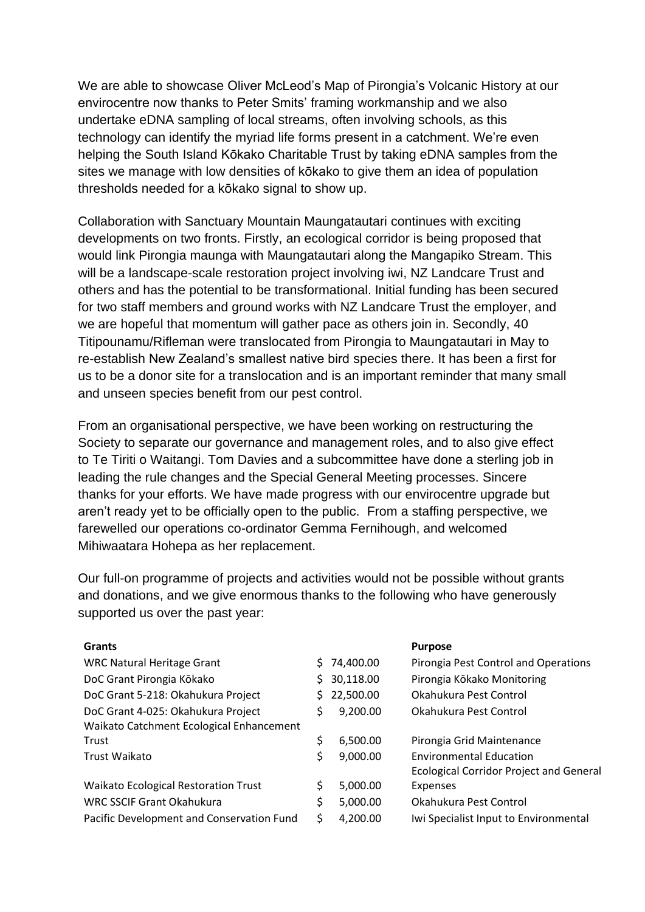We are able to showcase Oliver McLeod's Map of Pirongia's Volcanic History at our envirocentre now thanks to Peter Smits' framing workmanship and we also undertake eDNA sampling of local streams, often involving schools, as this technology can identify the myriad life forms present in a catchment. We're even helping the South Island Kōkako Charitable Trust by taking eDNA samples from the sites we manage with low densities of kōkako to give them an idea of population thresholds needed for a kōkako signal to show up.

Collaboration with Sanctuary Mountain Maungatautari continues with exciting developments on two fronts. Firstly, an ecological corridor is being proposed that would link Pirongia maunga with Maungatautari along the Mangapiko Stream. This will be a landscape-scale restoration project involving iwi, NZ Landcare Trust and others and has the potential to be transformational. Initial funding has been secured for two staff members and ground works with NZ Landcare Trust the employer, and we are hopeful that momentum will gather pace as others join in. Secondly, 40 Titipounamu/Rifleman were translocated from Pirongia to Maungatautari in May to re-establish New Zealand's smallest native bird species there. It has been a first for us to be a donor site for a translocation and is an important reminder that many small and unseen species benefit from our pest control.

From an organisational perspective, we have been working on restructuring the Society to separate our governance and management roles, and to also give effect to Te Tiriti o Waitangi. Tom Davies and a subcommittee have done a sterling job in leading the rule changes and the Special General Meeting processes. Sincere thanks for your efforts. We have made progress with our envirocentre upgrade but aren't ready yet to be officially open to the public. From a staffing perspective, we farewelled our operations co-ordinator Gemma Fernihough, and welcomed Mihiwaatara Hohepa as her replacement.

Our full-on programme of projects and activities would not be possible without grants and donations, and we give enormous thanks to the following who have generously supported us over the past year:

| Grants | | Purpose |
|---|---|---|
| WRC Natural Heritage Grant | $ 74,400.00 | Pirongia Pest Control and Operations |
| DoC Grant Pirongia Kōkako | $ 30,118.00 | Pirongia Kōkako Monitoring |
| DoC Grant 5-218: Okahukura Project | $ 22,500.00 | Okahukura Pest Control |
| DoC Grant 4-025: Okahukura Project | $ 9,200.00 | Okahukura Pest Control |
| Waikato Catchment Ecological Enhancement Trust | $ 6,500.00 | Pirongia Grid Maintenance |
| Trust Waikato | $ 9,000.00 | Environmental Education |
| Waikato Ecological Restoration Trust | $ 5,000.00 | Ecological Corridor Project and General Expenses |
| WRC SSCIF Grant Okahukura | $ 5,000.00 | Okahukura Pest Control |
| Pacific Development and Conservation Fund | $ 4,200.00 | Iwi Specialist Input to Environmental |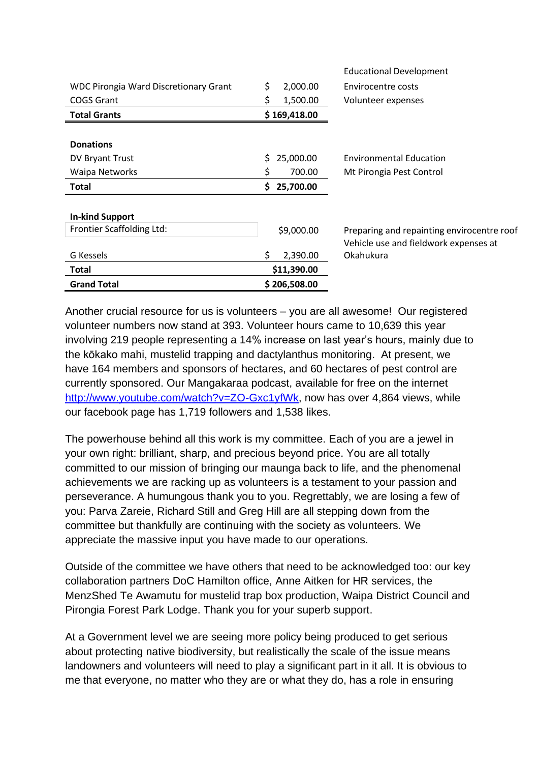| | | |
|---|---|---|
| | | Educational Development |
| WDC Pirongia Ward Discretionary Grant | $ 2,000.00 | Envirocentre costs |
| COGS Grant | $ 1,500.00 | Volunteer expenses |
| **Total Grants** | **$ 169,418.00** | |
| | | |
| **Donations** | | |
| DV Bryant Trust | $ 25,000.00 | Environmental Education |
| Waipa Networks | $ 700.00 | Mt Pirongia Pest Control |
| **Total** | **$ 25,700.00** | |
| | | |
| **In-kind Support** | | |
| Frontier Scaffolding Ltd: | $9,000.00 | Preparing and repainting envirocentre roof |
| G Kessels | $ 2,390.00 | Vehicle use and fieldwork expenses at Okahukura |
| **Total** | **$11,390.00** | |
| **Grand Total** | **$ 206,508.00** | |

Another crucial resource for us is volunteers – you are all awesome! Our registered volunteer numbers now stand at 393. Volunteer hours came to 10,639 this year involving 219 people representing a 14% increase on last year's hours, mainly due to the kōkako mahi, mustelid trapping and dactylanthus monitoring. At present, we have 164 members and sponsors of hectares, and 60 hectares of pest control are currently sponsored. Our Mangakaraa podcast, available for free on the internet [http://www.youtube.com/watch?v=ZO-Gxc1yfWk](http://www.youtube.com/watch?v=ZO-Gxc1yfWk), now has over 4,864 views, while our facebook page has 1,719 followers and 1,538 likes.

The powerhouse behind all this work is my committee. Each of you are a jewel in your own right: brilliant, sharp, and precious beyond price. You are all totally committed to our mission of bringing our maunga back to life, and the phenomenal achievements we are racking up as volunteers is a testament to your passion and perseverance. A humungous thank you to you. Regrettably, we are losing a few of you: Parva Zareie, Richard Still and Greg Hill are all stepping down from the committee but thankfully are continuing with the society as volunteers. We appreciate the massive input you have made to our operations.

Outside of the committee we have others that need to be acknowledged too: our key collaboration partners DoC Hamilton office, Anne Aitken for HR services, the MenzShed Te Awamutu for mustelid trap box production, Waipa District Council and Pirongia Forest Park Lodge. Thank you for your superb support.

At a Government level we are seeing more policy being produced to get serious about protecting native biodiversity, but realistically the scale of the issue means landowners and volunteers will need to play a significant part in it all. It is obvious to me that everyone, no matter who they are or what they do, has a role in ensuring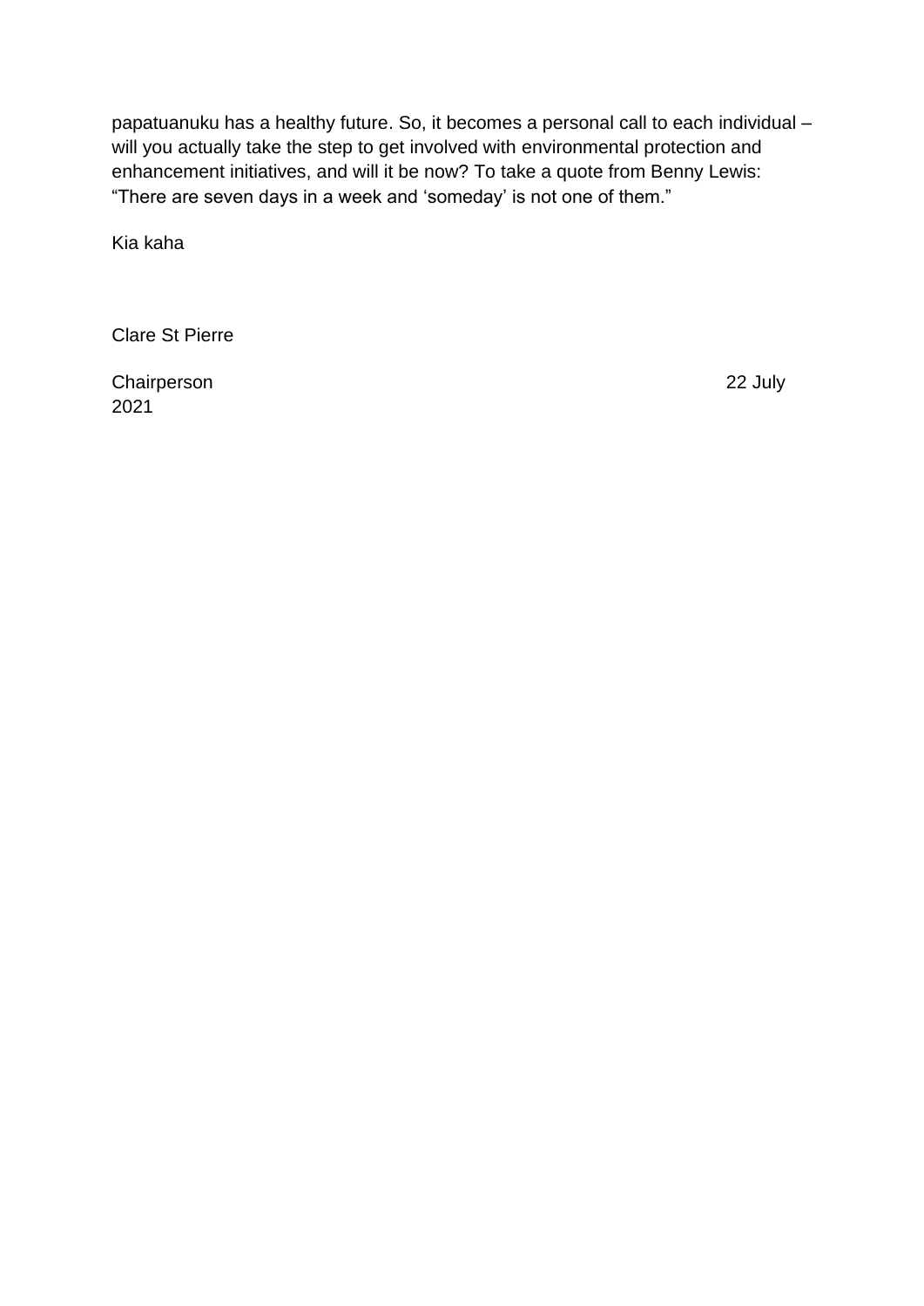papatuanuku has a healthy future. So, it becomes a personal call to each individual – will you actually take the step to get involved with environmental protection and enhancement initiatives, and will it be now? To take a quote from Benny Lewis: "There are seven days in a week and 'someday' is not one of them."

Kia kaha

Clare St Pierre

Chairperson 22 July 2021